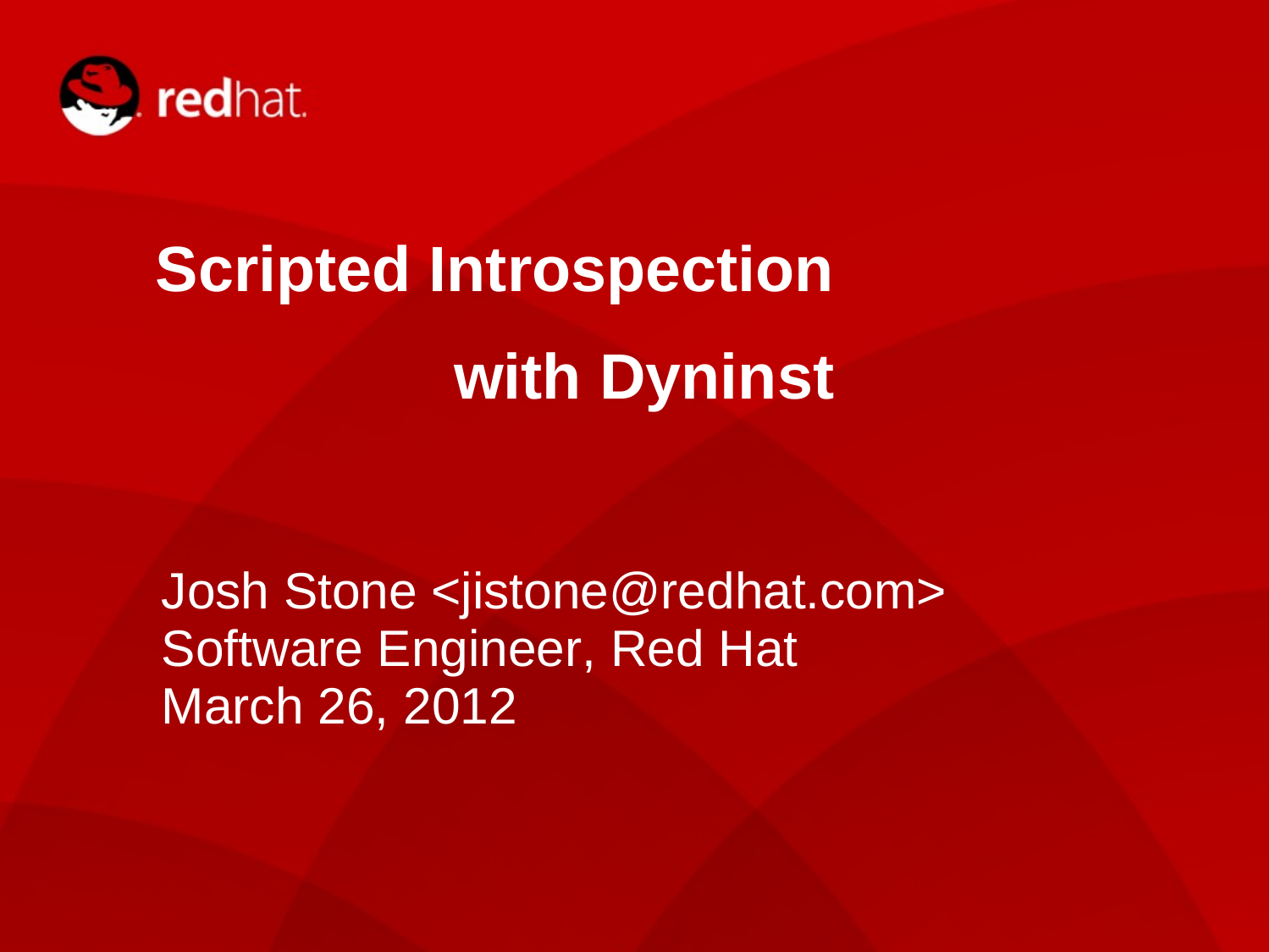# Scripted Introspection with Dyninst

Josh Stone <jistone@redhat.com>
Software Engineer, Red Hat
March 26, 2012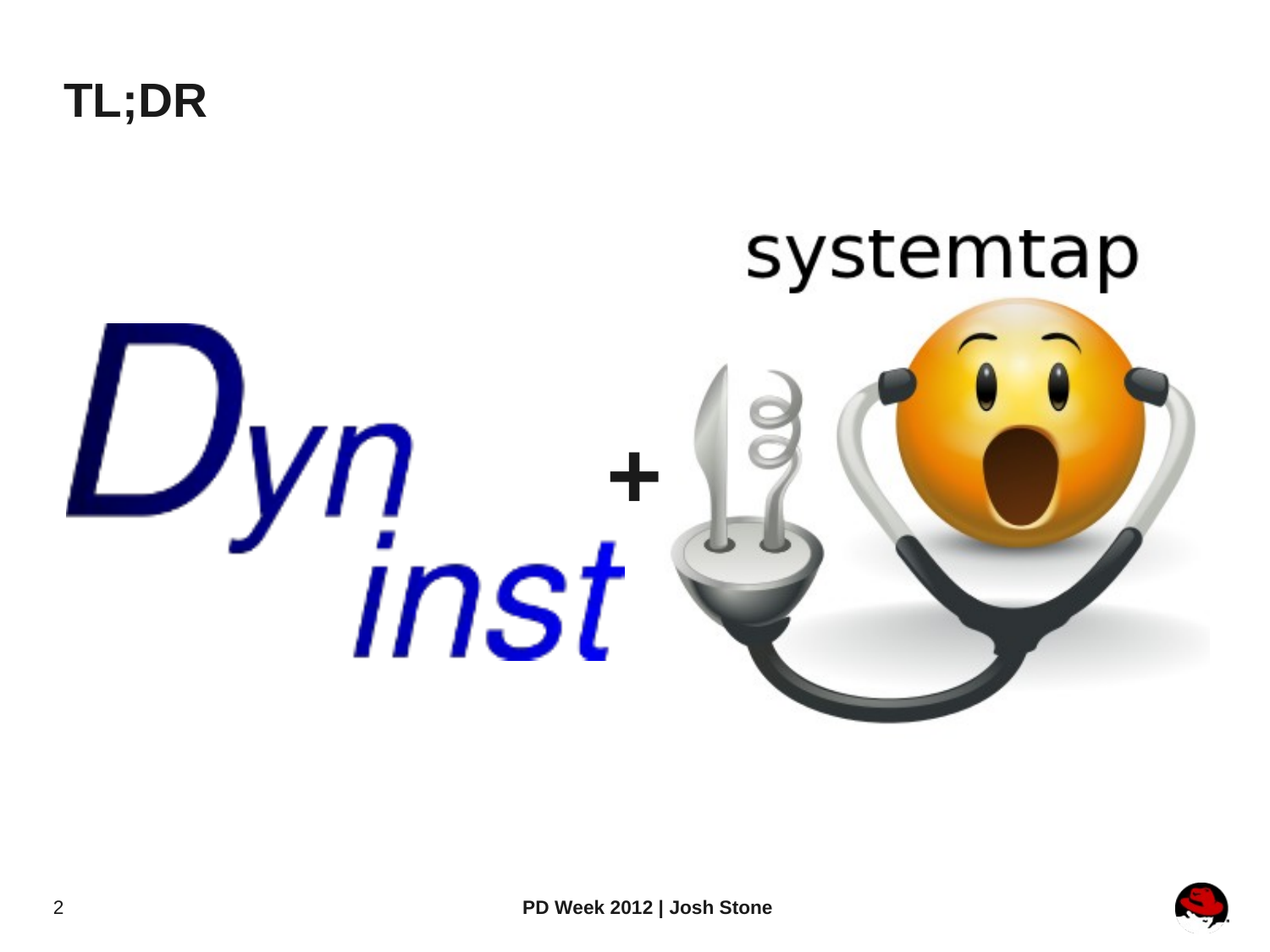# TL;DR

Dyn inst + systemtap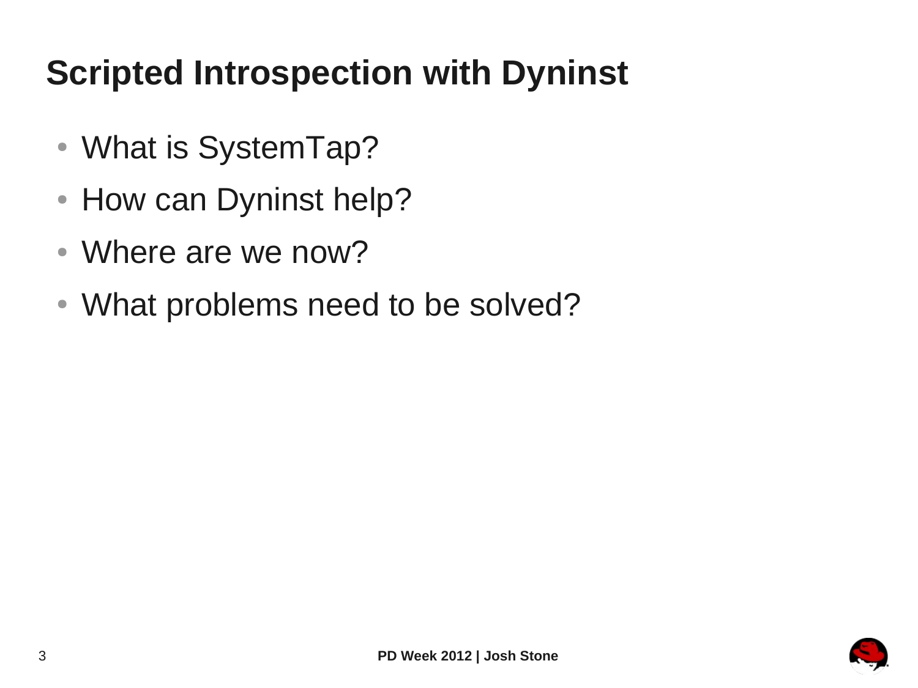# Scripted Introspection with Dyninst

- What is SystemTap?
- How can Dyninst help?
- Where are we now?
- What problems need to be solved?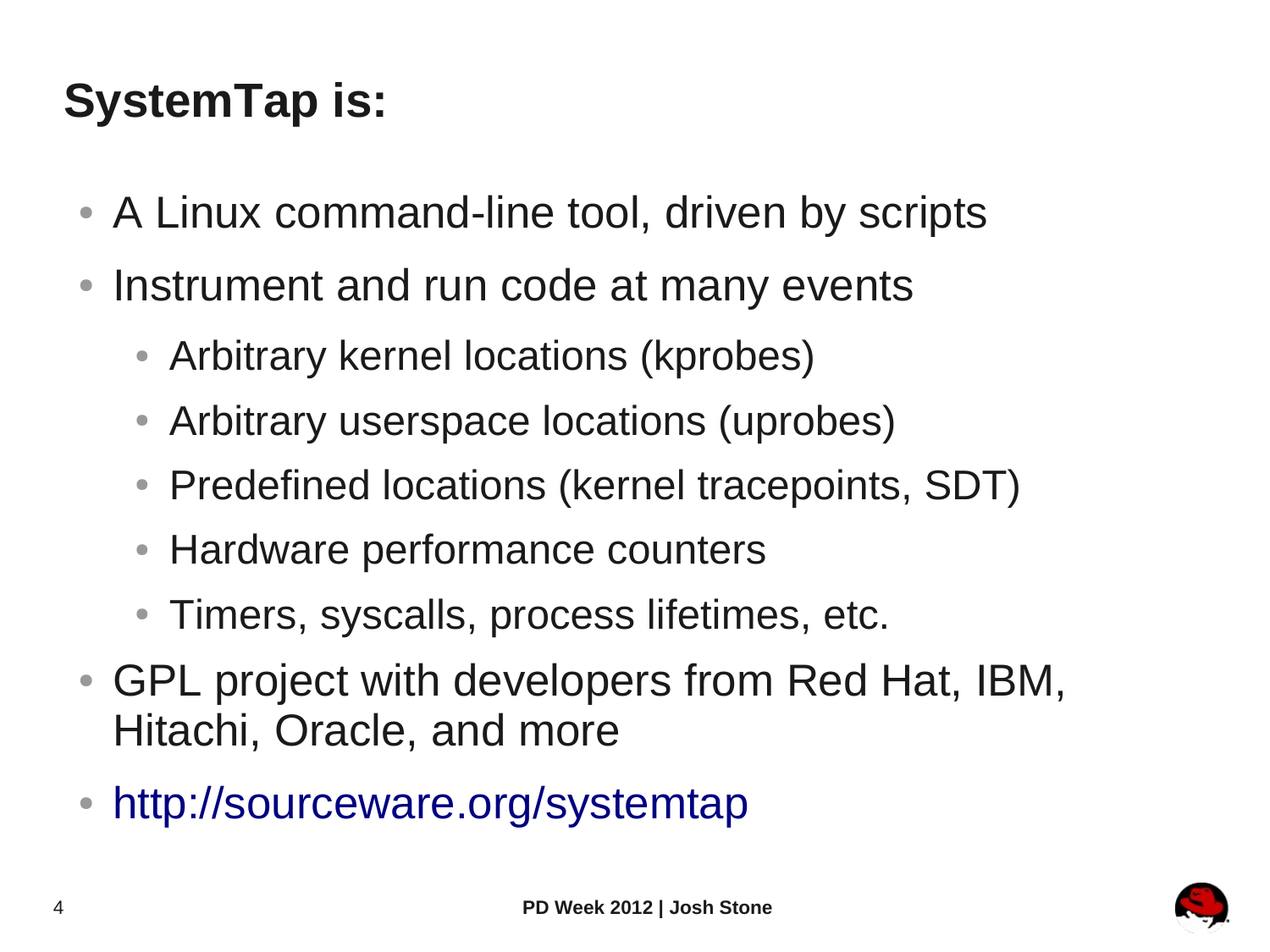# SystemTap is:

- A Linux command-line tool, driven by scripts
- Instrument and run code at many events
  - Arbitrary kernel locations (kprobes)
  - Arbitrary userspace locations (uprobes)
  - Predefined locations (kernel tracepoints, SDT)
  - Hardware performance counters
  - Timers, syscalls, process lifetimes, etc.
- GPL project with developers from Red Hat, IBM, Hitachi, Oracle, and more
- http://sourceware.org/systemtap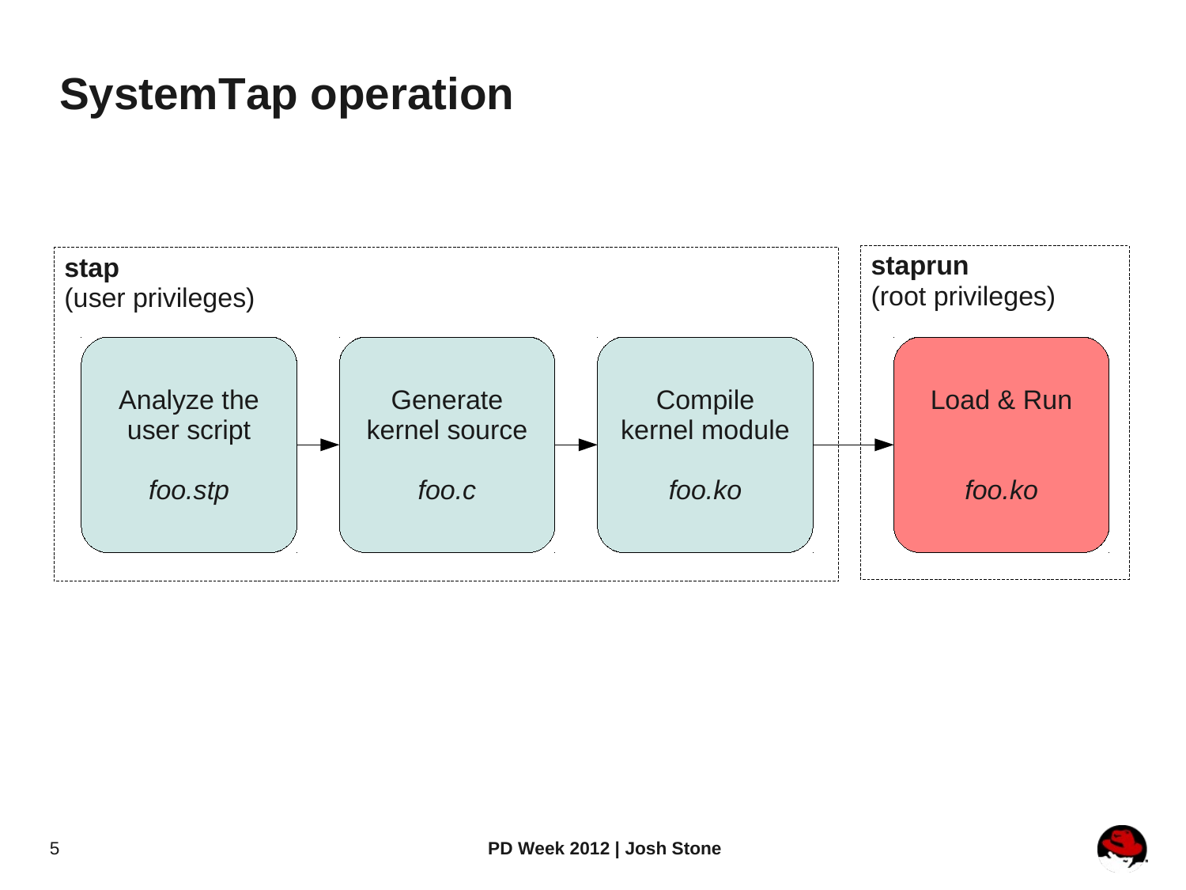# SystemTap operation

**stap**
(user privileges)

Analyze the user script

*foo.stp*

Generate kernel source

*foo.c*

Compile kernel module

*foo.ko*

**staprun**
(root privileges)

Load & Run

*foo.ko*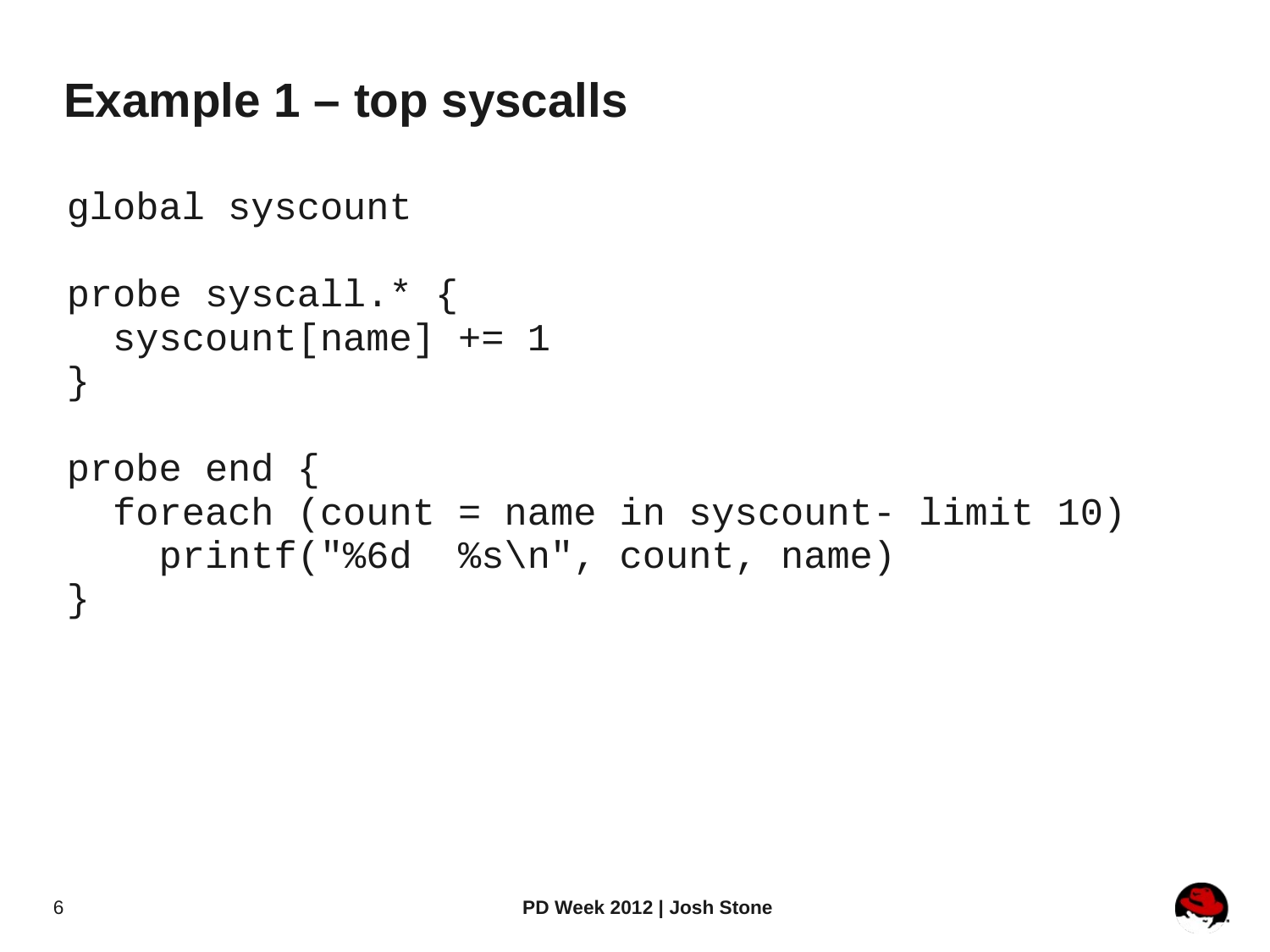# Example 1 – top syscalls

```
global syscount

probe syscall.* {
  syscount[name] += 1
}

probe end {
  foreach (count = name in syscount- limit 10)
    printf("%6d  %s\n", count, name)
}
```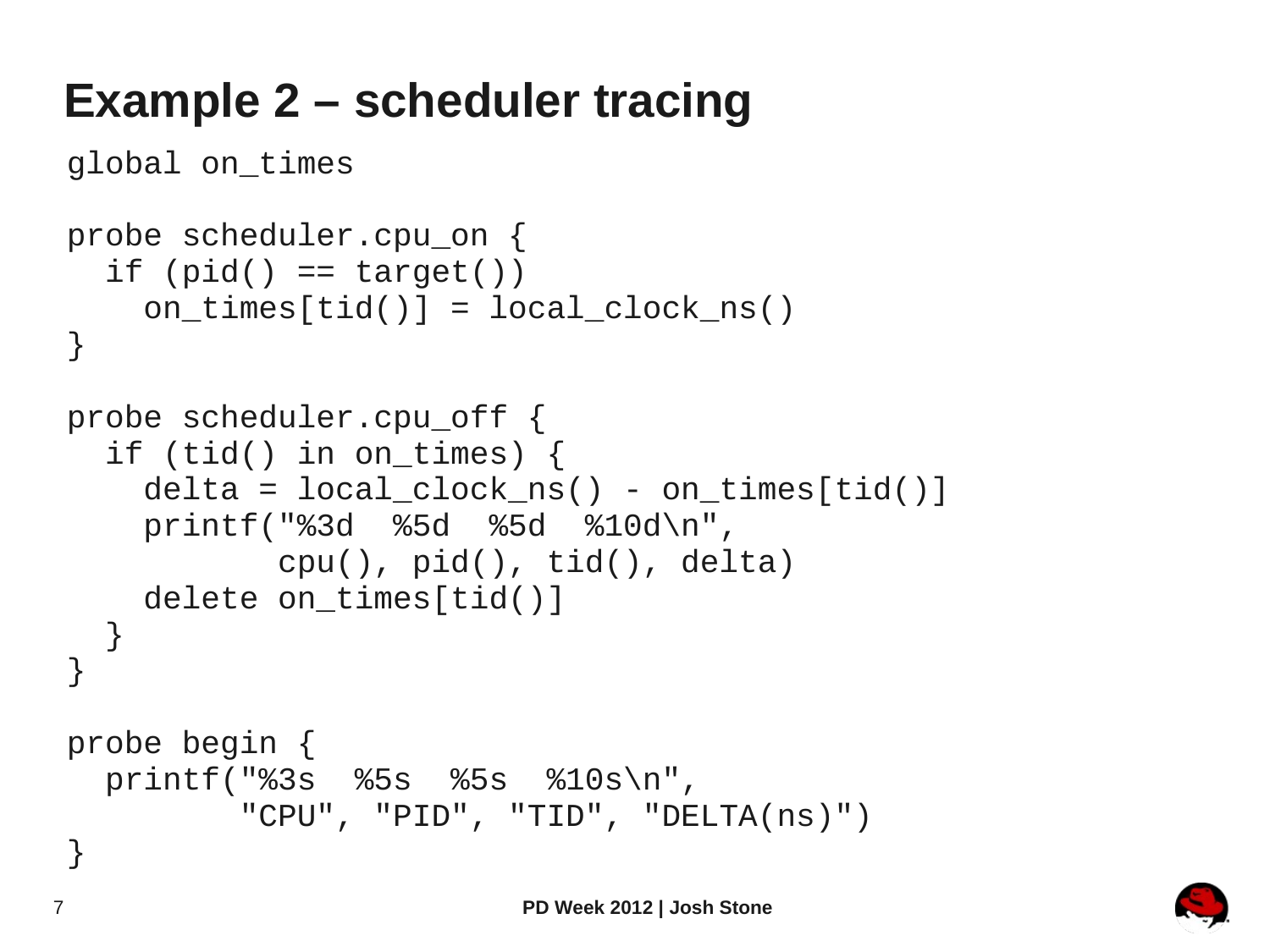# Example 2 – scheduler tracing

```
global on_times

probe scheduler.cpu_on {
  if (pid() == target())
    on_times[tid()] = local_clock_ns()
}

probe scheduler.cpu_off {
  if (tid() in on_times) {
    delta = local_clock_ns() - on_times[tid()]
    printf("%3d  %5d  %5d  %10d\n",
           cpu(), pid(), tid(), delta)
    delete on_times[tid()]
  }
}

probe begin {
  printf("%3s  %5s  %5s  %10s\n",
         "CPU", "PID", "TID", "DELTA(ns)")
}
```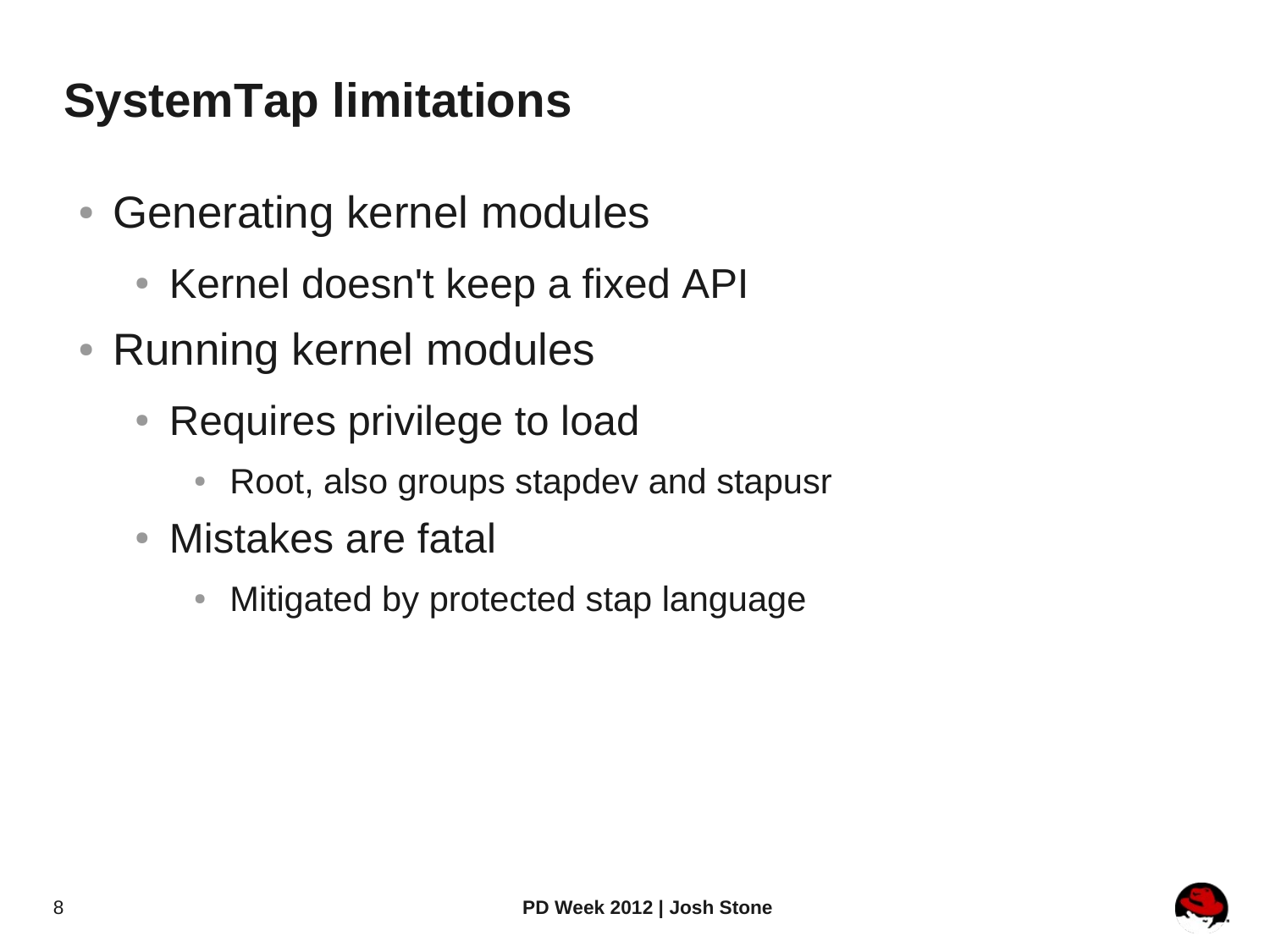# SystemTap limitations

- Generating kernel modules
  - Kernel doesn't keep a fixed API
- Running kernel modules
  - Requires privilege to load
    - Root, also groups stapdev and stapusr
  - Mistakes are fatal
    - Mitigated by protected stap language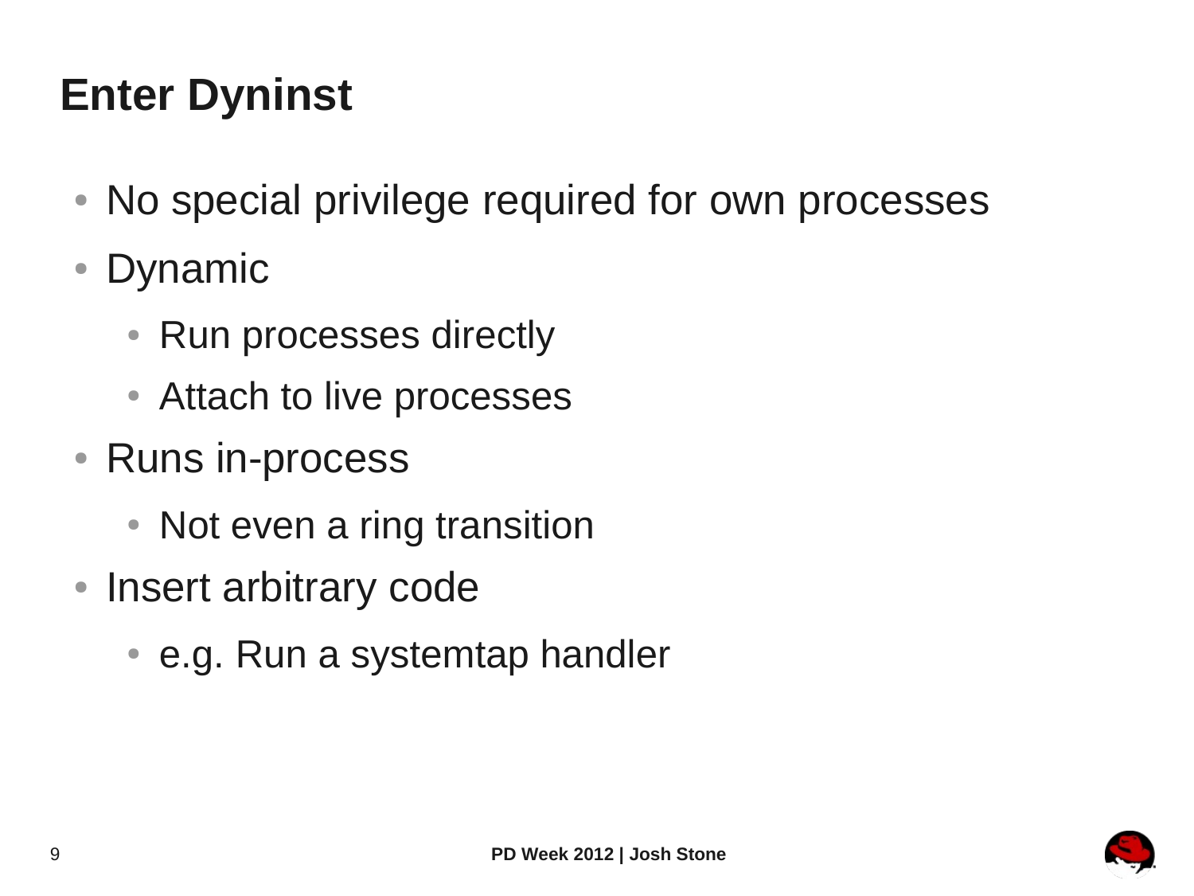# Enter Dyninst

- No special privilege required for own processes
- Dynamic
  - Run processes directly
  - Attach to live processes
- Runs in-process
  - Not even a ring transition
- Insert arbitrary code
  - e.g. Run a systemtap handler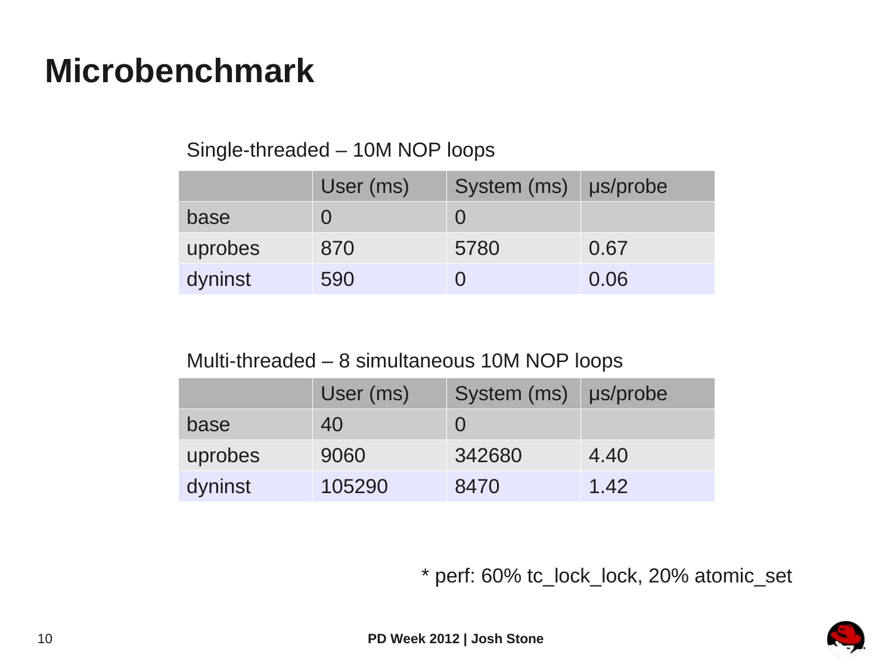# Microbenchmark

Single-threaded – 10M NOP loops

| | User (ms) | System (ms) | µs/probe |
|---|---|---|---|
| base | 0 | 0 | |
| uprobes | 870 | 5780 | 0.67 |
| dyninst | 590 | 0 | 0.06 |

Multi-threaded – 8 simultaneous 10M NOP loops

| | User (ms) | System (ms) | µs/probe |
|---|---|---|---|
| base | 40 | 0 | |
| uprobes | 9060 | 342680 | 4.40 |
| dyninst | 105290 | 8470 | 1.42 |

* perf: 60% tc_lock_lock, 20% atomic_set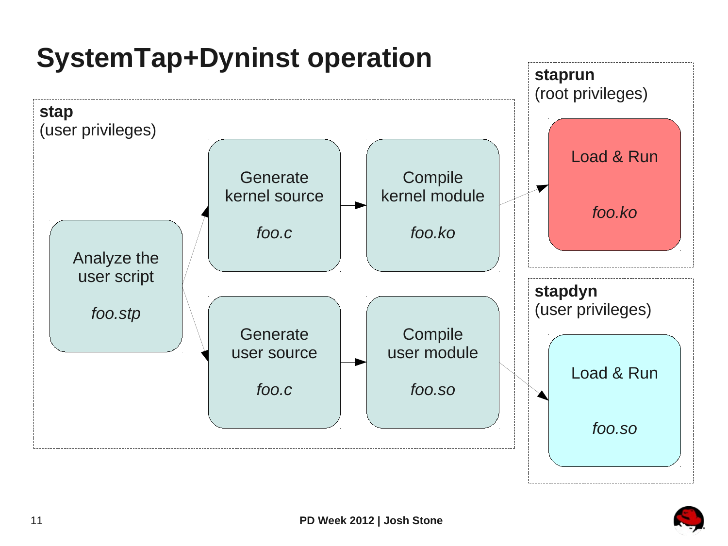# SystemTap+Dyninst operation

**stap**
(user privileges)

Analyze the user script

*foo.stp*

Generate kernel source

*foo.c*

Compile kernel module

*foo.ko*

Generate user source

*foo.c*

Compile user module

*foo.so*

**staprun**
(root privileges)

Load & Run

*foo.ko*

**stapdyn**
(user privileges)

Load & Run

*foo.so*

PD Week 2012 | Josh Stone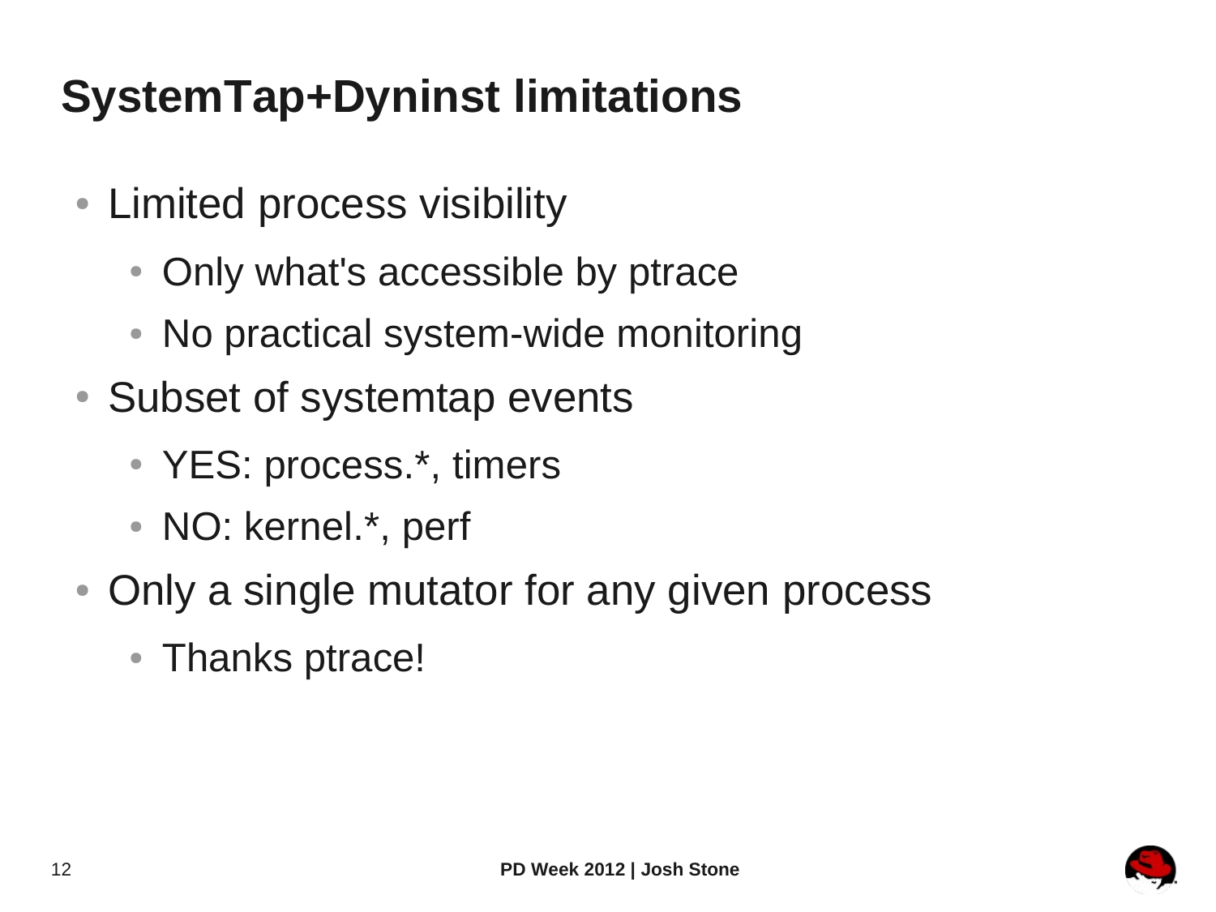# SystemTap+Dyninst limitations

- Limited process visibility
  - Only what's accessible by ptrace
  - No practical system-wide monitoring
- Subset of systemtap events
  - YES: process.*, timers
  - NO: kernel.*, perf
- Only a single mutator for any given process
  - Thanks ptrace!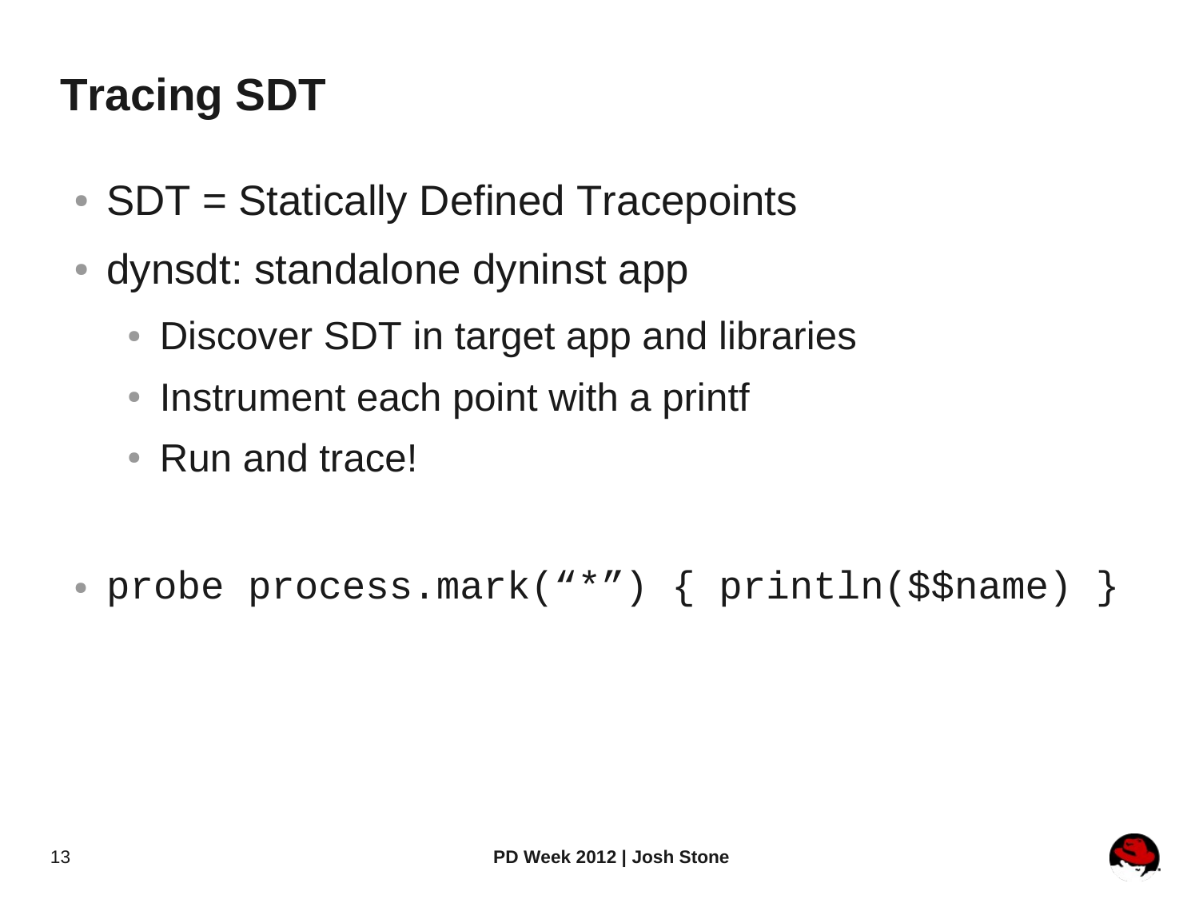# Tracing SDT

- SDT = Statically Defined Tracepoints
- dynsdt: standalone dyninst app
  - Discover SDT in target app and libraries
  - Instrument each point with a printf
  - Run and trace!

- `probe process.mark(“*”) { println($$name) }`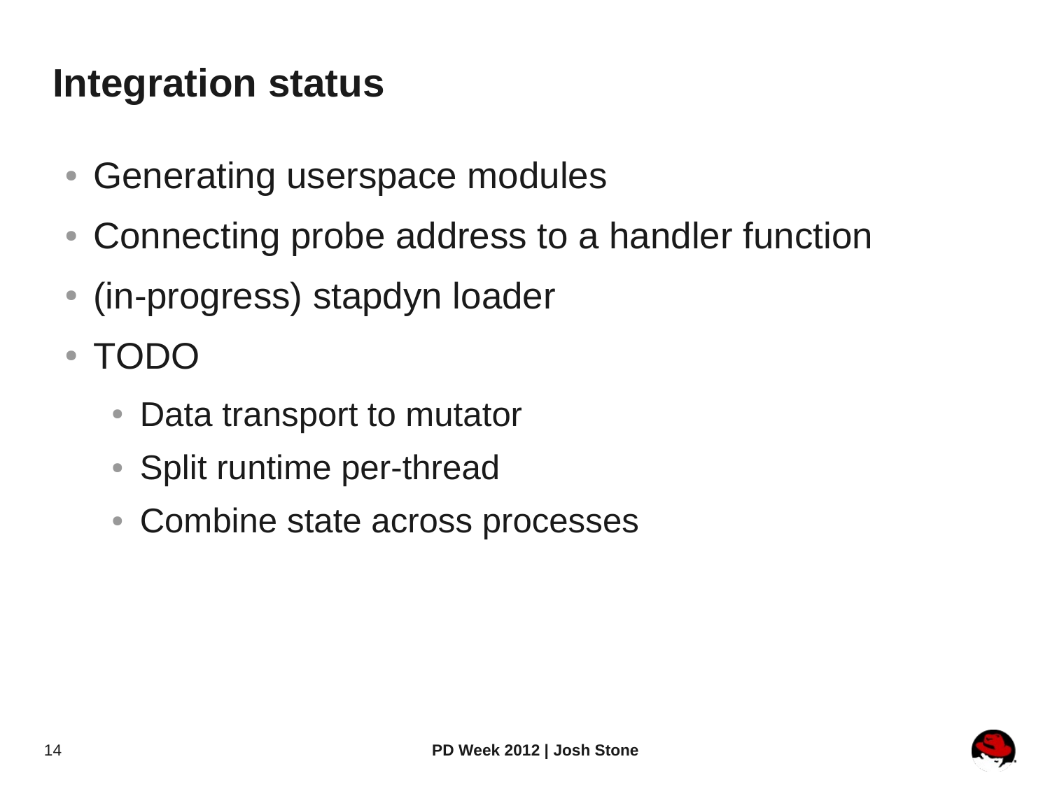# Integration status

- Generating userspace modules
- Connecting probe address to a handler function
- (in-progress) stapdyn loader
- TODO
  - Data transport to mutator
  - Split runtime per-thread
  - Combine state across processes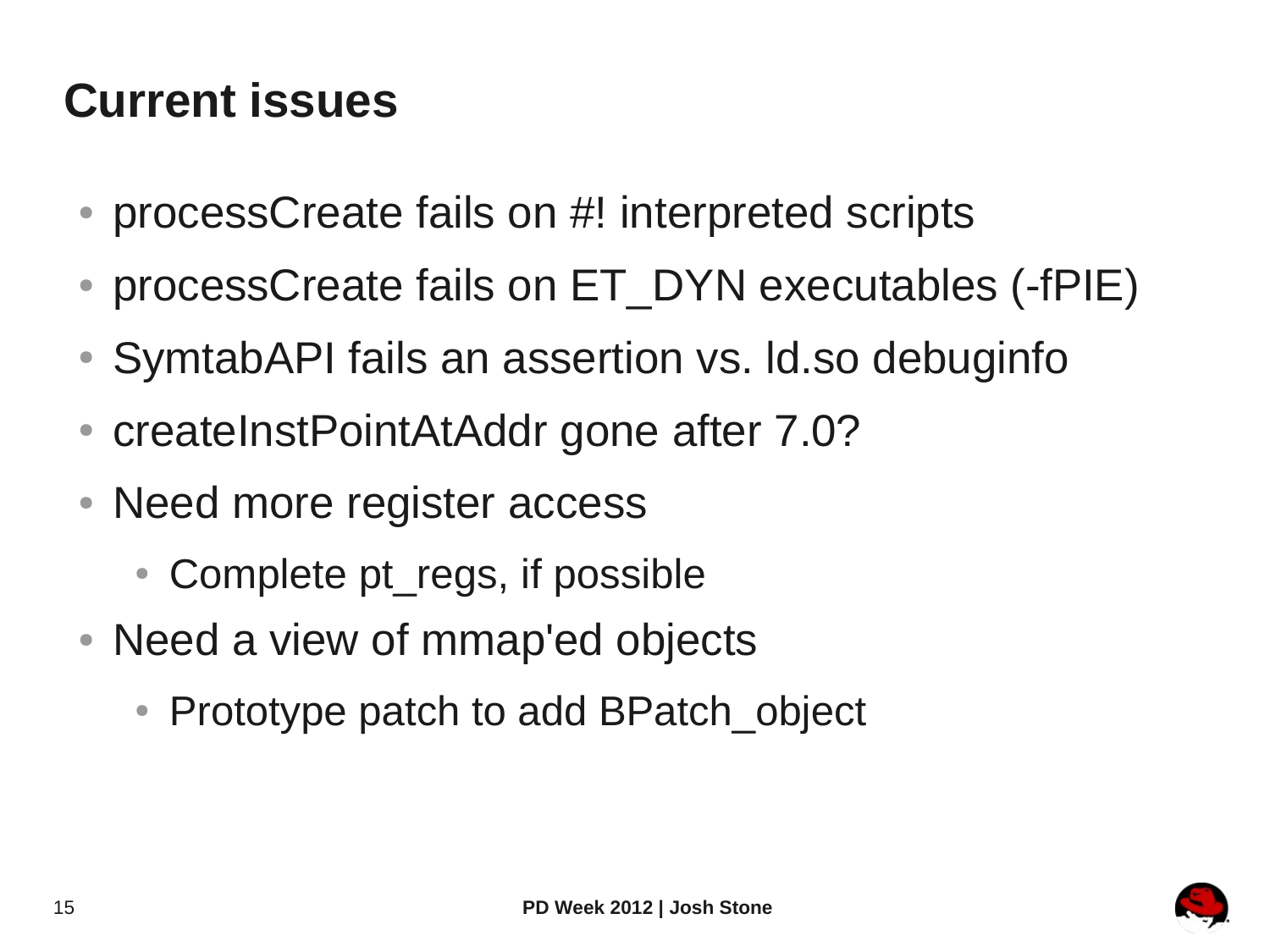# Current issues

- processCreate fails on #! interpreted scripts
- processCreate fails on ET_DYN executables (-fPIE)
- SymtabAPI fails an assertion vs. ld.so debuginfo
- createInstPointAtAddr gone after 7.0?
- Need more register access
  - Complete pt_regs, if possible
- Need a view of mmap'ed objects
  - Prototype patch to add BPatch_object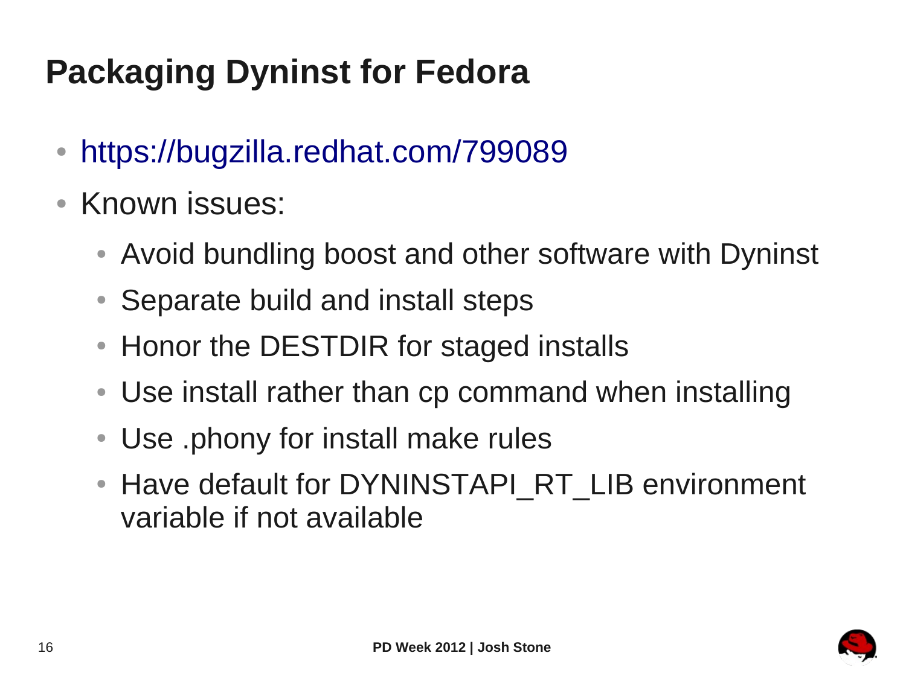# Packaging Dyninst for Fedora

- https://bugzilla.redhat.com/799089
- Known issues:
  - Avoid bundling boost and other software with Dyninst
  - Separate build and install steps
  - Honor the DESTDIR for staged installs
  - Use install rather than cp command when installing
  - Use .phony for install make rules
  - Have default for DYNINSTAPI_RT_LIB environment variable if not available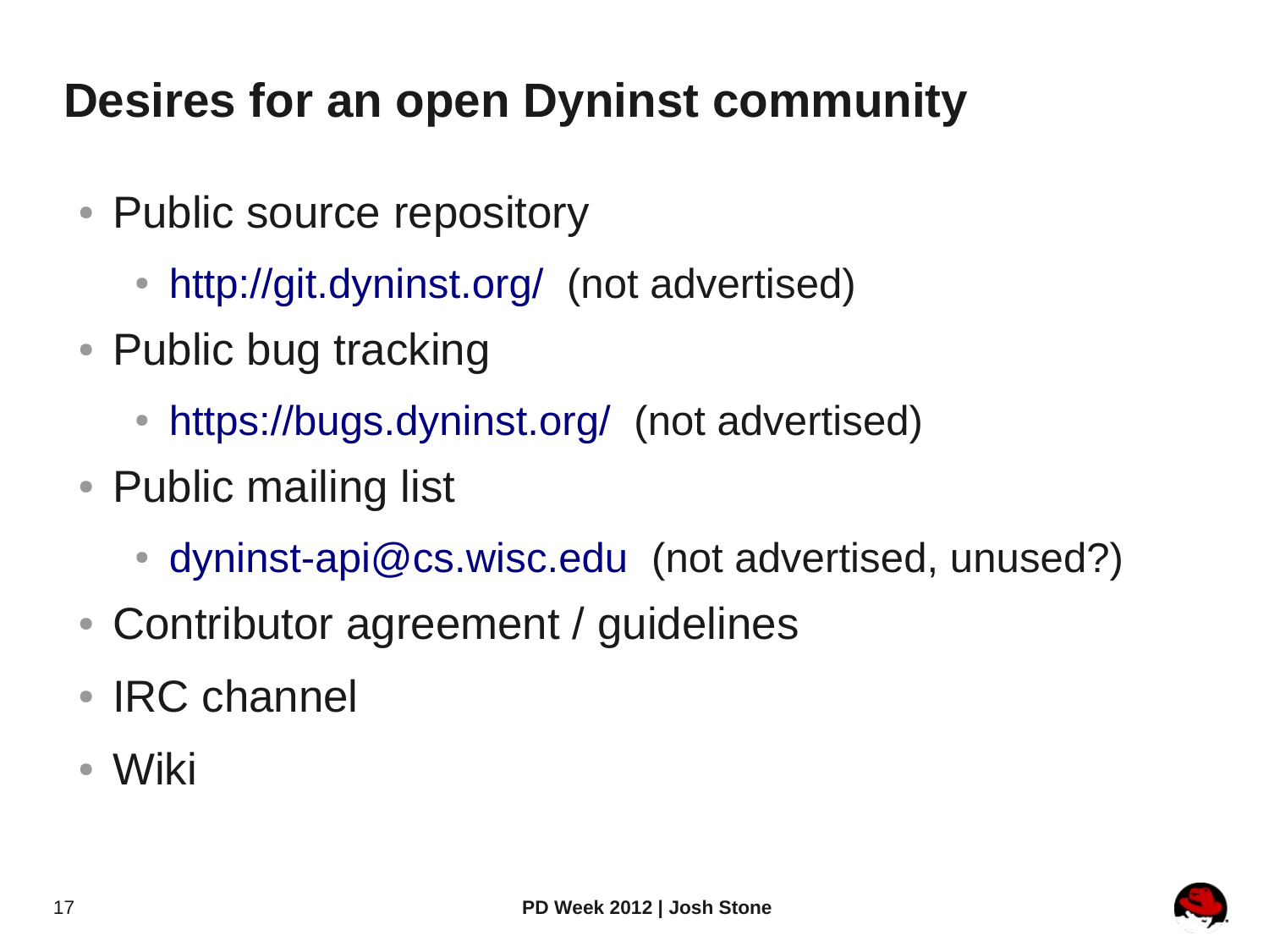# Desires for an open Dyninst community

- Public source repository
  - http://git.dyninst.org/ (not advertised)
- Public bug tracking
  - https://bugs.dyninst.org/ (not advertised)
- Public mailing list
  - dyninst-api@cs.wisc.edu (not advertised, unused?)
- Contributor agreement / guidelines
- IRC channel
- Wiki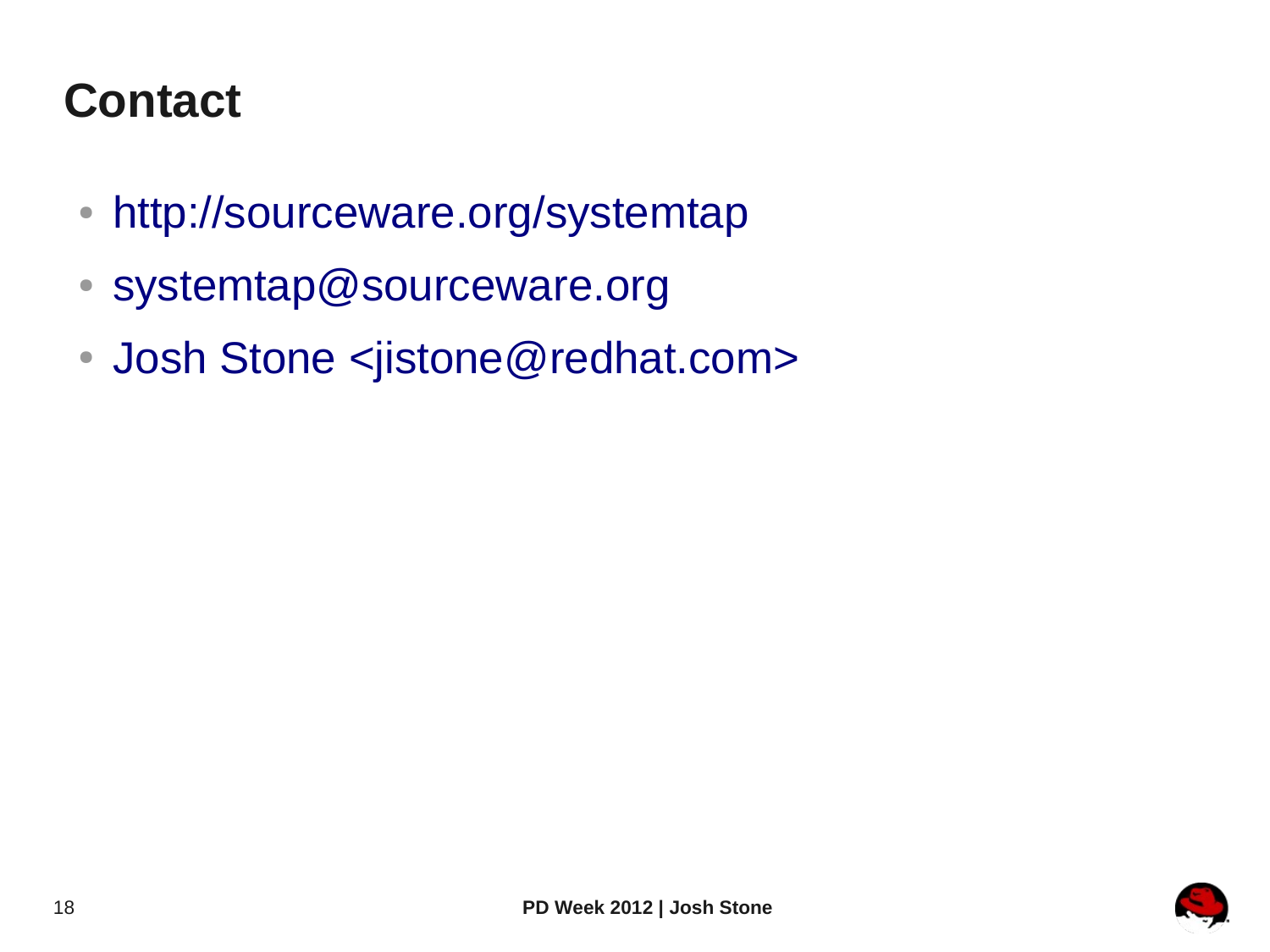# Contact

- http://sourceware.org/systemtap
- systemtap@sourceware.org
- Josh Stone <jistone@redhat.com>